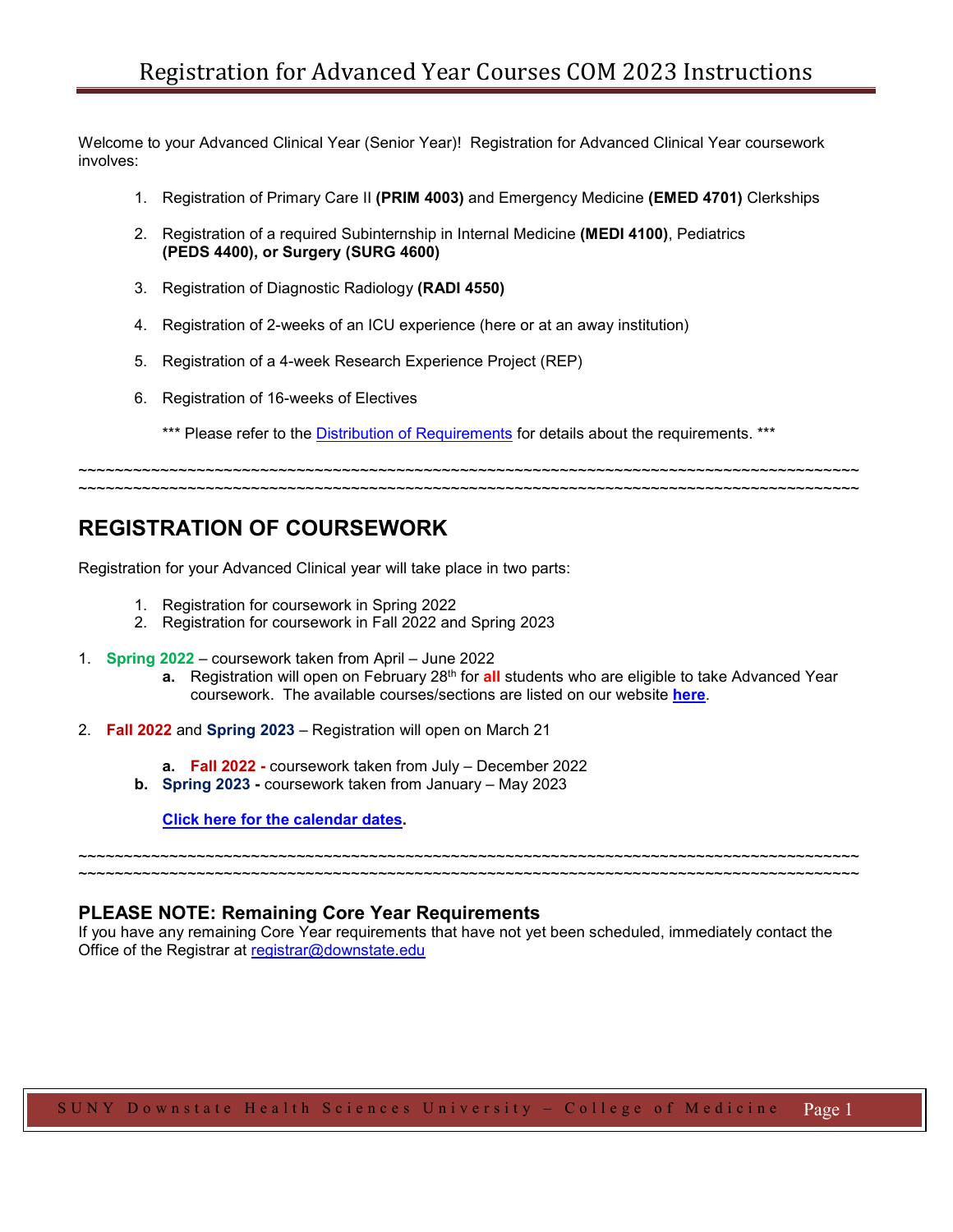# Registration for Advanced Year Courses COM 2023 Instructions

Welcome to your Advanced Clinical Year (Senior Year)! Registration for Advanced Clinical Year coursework involves:

1. Registration of Primary Care II **(PRIM 4003)** and Emergency Medicine **(EMED 4701)** Clerkships
2. Registration of a required Subinternship in Internal Medicine **(MEDI 4100)**, Pediatrics **(PEDS 4400), or Surgery (SURG 4600)**
3. Registration of Diagnostic Radiology **(RADI 4550)**
4. Registration of 2-weeks of an ICU experience (here or at an away institution)
5. Registration of a 4-week Research Experience Project (REP)
6. Registration of 16-weeks of Electives

*** Please refer to the Distribution of Requirements for details about the requirements. ***

~~~~~~~~~~~~~~~~~~~~~~~~~~~~~~~~~~~~~~~~~~~~~~~~~~~~~~~~~~~~~~~~~~~~~~~~~~~~~~~~~~~~~~~~~~~~

## REGISTRATION OF COURSEWORK

Registration for your Advanced Clinical year will take place in two parts:

1. Registration for coursework in Spring 2022
2. Registration for coursework in Fall 2022 and Spring 2023

1. **Spring 2022** – coursework taken from April – June 2022
   - **a.** Registration will open on February 28th for **all** students who are eligible to take Advanced Year coursework. The available courses/sections are listed on our website **here**.

2. **Fall 2022** and **Spring 2023** – Registration will open on March 21
   - **a. Fall 2022 -** coursework taken from July – December 2022
   - **b. Spring 2023 -** coursework taken from January – May 2023

   **Click here for the calendar dates.**

~~~~~~~~~~~~~~~~~~~~~~~~~~~~~~~~~~~~~~~~~~~~~~~~~~~~~~~~~~~~~~~~~~~~~~~~~~~~~~~~~~~~~~~~~~~~

### PLEASE NOTE: Remaining Core Year Requirements

If you have any remaining Core Year requirements that have not yet been scheduled, immediately contact the Office of the Registrar at registrar@downstate.edu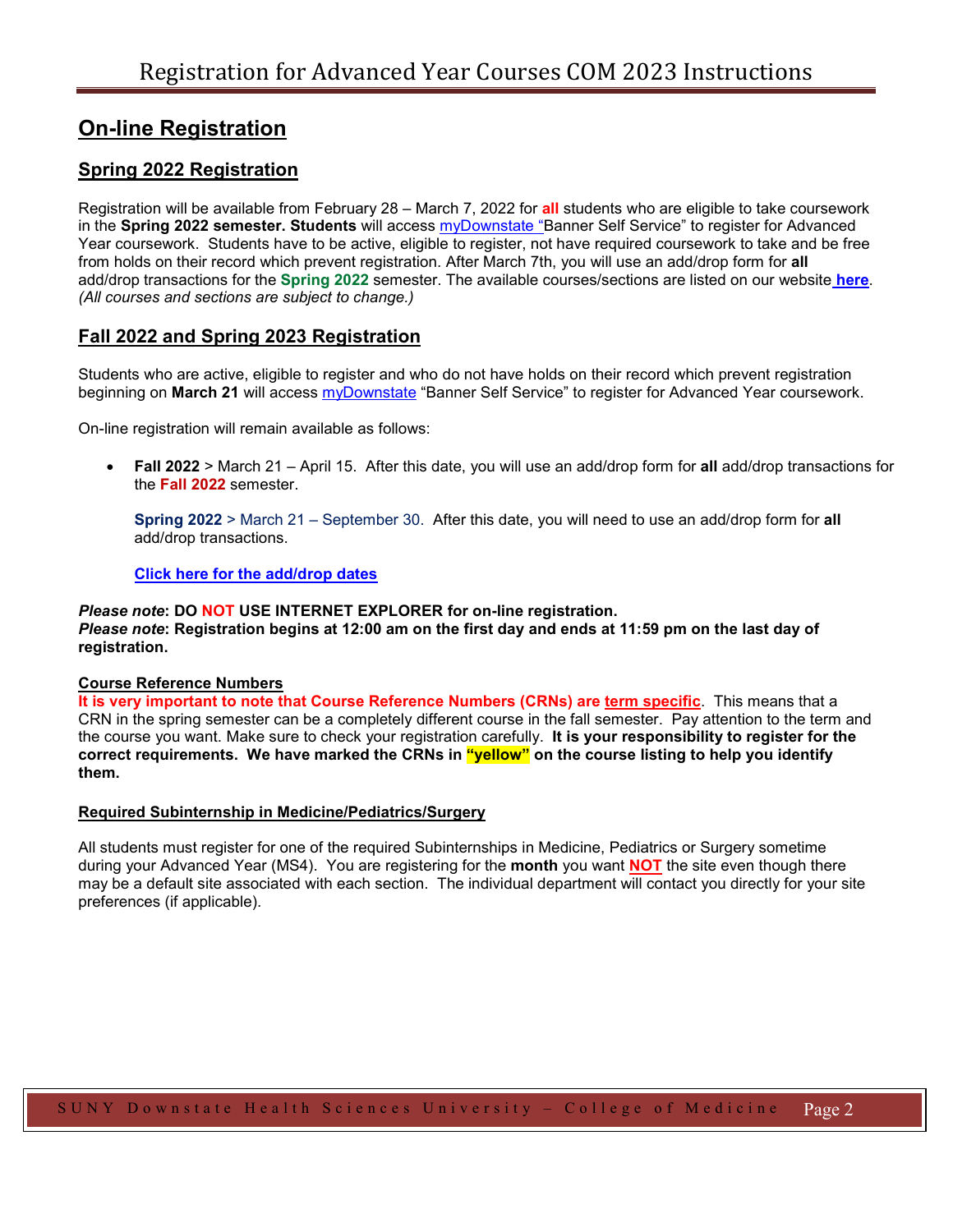# On-line Registration

## Spring 2022 Registration

Registration will be available from February 28 – March 7, 2022 for **all** students who are eligible to take coursework in the **Spring 2022 semester. Students** will access myDownstate "Banner Self Service" to register for Advanced Year coursework. Students have to be active, eligible to register, not have required coursework to take and be free from holds on their record which prevent registration. After March 7th, you will use an add/drop form for **all** add/drop transactions for the **Spring 2022** semester. The available courses/sections are listed on our website **here**. *(All courses and sections are subject to change.)*

## Fall 2022 and Spring 2023 Registration

Students who are active, eligible to register and who do not have holds on their record which prevent registration beginning on **March 21** will access myDownstate "Banner Self Service" to register for Advanced Year coursework.

On-line registration will remain available as follows:

- **Fall 2022** > March 21 – April 15. After this date, you will use an add/drop form for **all** add/drop transactions for the **Fall 2022** semester.

  **Spring 2022** > March 21 – September 30. After this date, you will need to use an add/drop form for **all** add/drop transactions.

  **Click here for the add/drop dates**

***Please note*: DO NOT USE INTERNET EXPLORER for on-line registration.**
***Please note*: Registration begins at 12:00 am on the first day and ends at 11:59 pm on the last day of registration.**

**Course Reference Numbers**

**It is very important to note that Course Reference Numbers (CRNs) are term specific**. This means that a CRN in the spring semester can be a completely different course in the fall semester. Pay attention to the term and the course you want. Make sure to check your registration carefully. **It is your responsibility to register for the correct requirements. We have marked the CRNs in "yellow" on the course listing to help you identify them.**

**Required Subinternship in Medicine/Pediatrics/Surgery**

All students must register for one of the required Subinternships in Medicine, Pediatrics or Surgery sometime during your Advanced Year (MS4). You are registering for the **month** you want **NOT** the site even though there may be a default site associated with each section. The individual department will contact you directly for your site preferences (if applicable).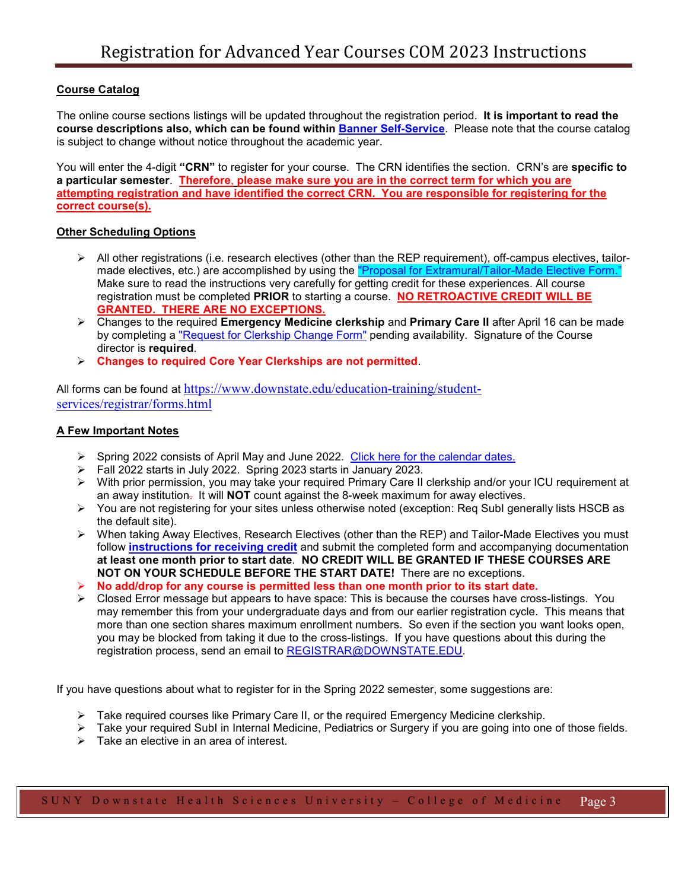# Registration for Advanced Year Courses COM 2023 Instructions

**Course Catalog**

The online course sections listings will be updated throughout the registration period. **It is important to read the course descriptions also, which can be found within Banner Self-Service**. Please note that the course catalog is subject to change without notice throughout the academic year.

You will enter the 4-digit **"CRN"** to register for your course. The CRN identifies the section. CRN's are **specific to a particular semester**. **Therefore, please make sure you are in the correct term for which you are attempting registration and have identified the correct CRN. You are responsible for registering for the correct course(s).**

**Other Scheduling Options**

- All other registrations (i.e. research electives (other than the REP requirement), off-campus electives, tailor-made electives, etc.) are accomplished by using the "Proposal for Extramural/Tailor-Made Elective Form." Make sure to read the instructions very carefully for getting credit for these experiences. All course registration must be completed **PRIOR** to starting a course. **NO RETROACTIVE CREDIT WILL BE GRANTED. THERE ARE NO EXCEPTIONS.**
- Changes to the required **Emergency Medicine clerkship** and **Primary Care II** after April 16 can be made by completing a "Request for Clerkship Change Form" pending availability. Signature of the Course director is **required**.
- **Changes to required Core Year Clerkships are not permitted**.

All forms can be found at https://www.downstate.edu/education-training/student-services/registrar/forms.html

**A Few Important Notes**

- Spring 2022 consists of April May and June 2022. Click here for the calendar dates.
- Fall 2022 starts in July 2022. Spring 2023 starts in January 2023.
- With prior permission, you may take your required Primary Care II clerkship and/or your ICU requirement at an away institution. It will **NOT** count against the 8-week maximum for away electives.
- You are not registering for your sites unless otherwise noted (exception: Req SubI generally lists HSCB as the default site).
- When taking Away Electives, Research Electives (other than the REP) and Tailor-Made Electives you must follow **instructions for receiving credit** and submit the completed form and accompanying documentation **at least one month prior to start date**. **NO CREDIT WILL BE GRANTED IF THESE COURSES ARE NOT ON YOUR SCHEDULE BEFORE THE START DATE!** There are no exceptions.
- **No add/drop for any course is permitted less than one month prior to its start date.**
- Closed Error message but appears to have space: This is because the courses have cross-listings. You may remember this from your undergraduate days and from our earlier registration cycle. This means that more than one section shares maximum enrollment numbers. So even if the section you want looks open, you may be blocked from taking it due to the cross-listings. If you have questions about this during the registration process, send an email to REGISTRAR@DOWNSTATE.EDU.

If you have questions about what to register for in the Spring 2022 semester, some suggestions are:

- Take required courses like Primary Care II, or the required Emergency Medicine clerkship.
- Take your required SubI in Internal Medicine, Pediatrics or Surgery if you are going into one of those fields.
- Take an elective in an area of interest.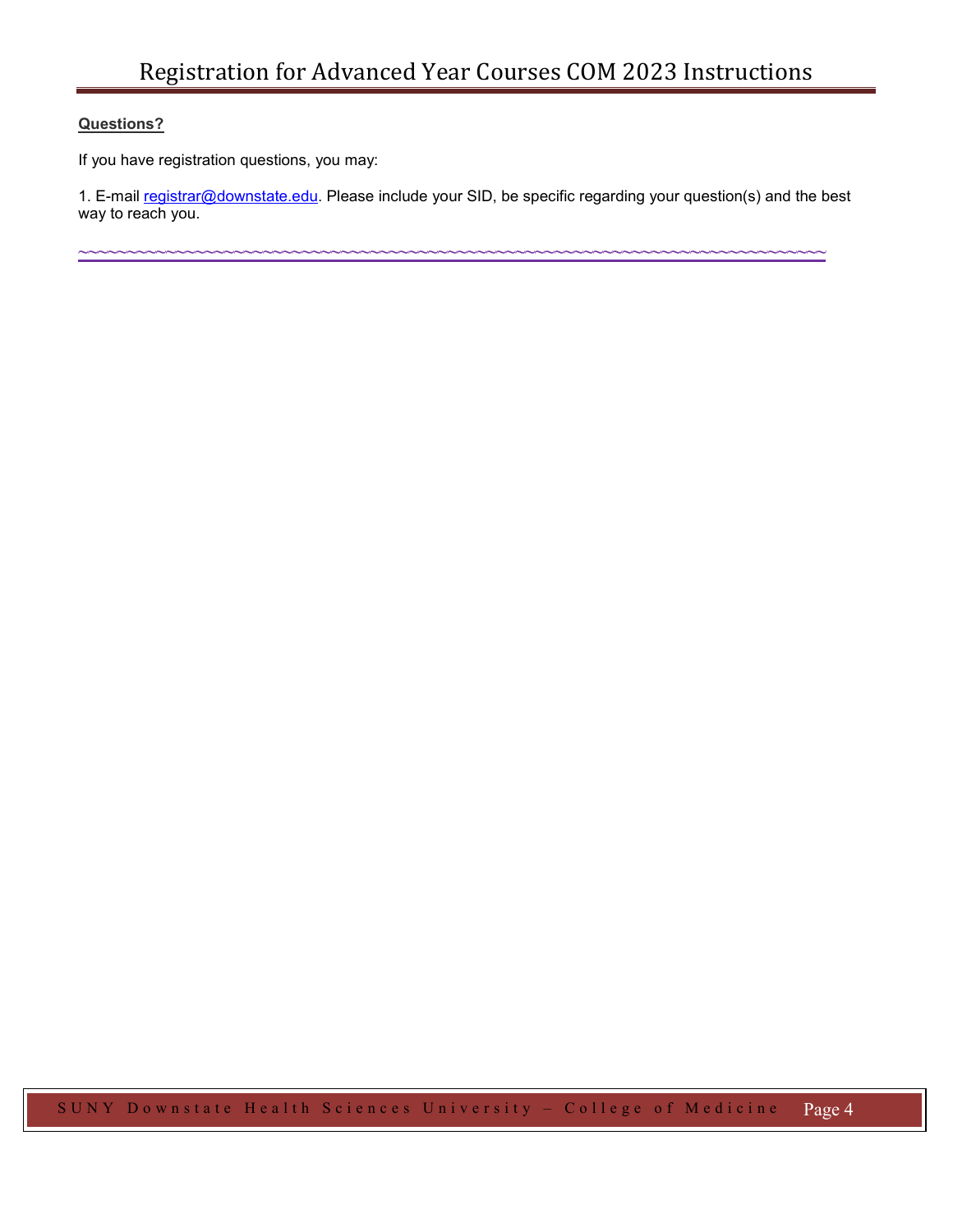**Questions?**

If you have registration questions, you may:

1. E-mail registrar@downstate.edu. Please include your SID, be specific regarding your question(s) and the best way to reach you.